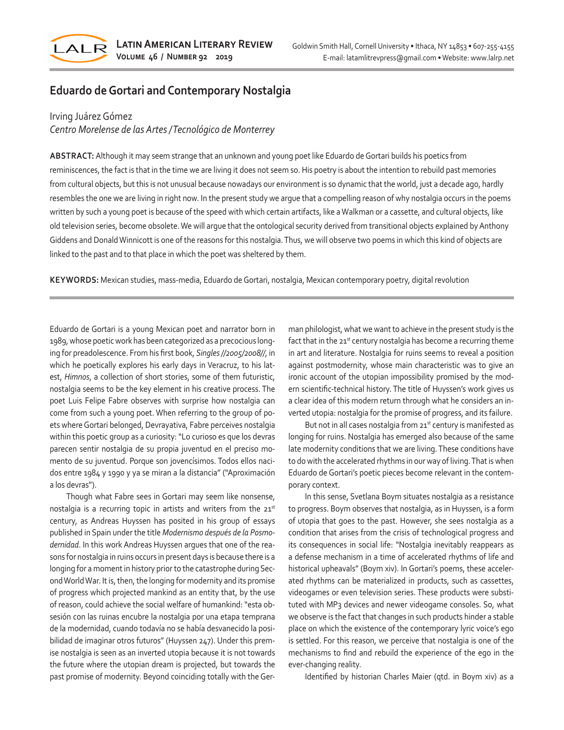# Eduardo de Gortari and Contemporary Nostalgia

Irving Juárez Gómez
*Centro Morelense de las Artes / Tecnológico de Monterrey*

**ABSTRACT:** Although it may seem strange that an unknown and young poet like Eduardo de Gortari builds his poetics from reminiscences, the fact is that in the time we are living it does not seem so. His poetry is about the intention to rebuild past memories from cultural objects, but this is not unusual because nowadays our environment is so dynamic that the world, just a decade ago, hardly resembles the one we are living in right now. In the present study we argue that a compelling reason of why nostalgia occurs in the poems written by such a young poet is because of the speed with which certain artifacts, like a Walkman or a cassette, and cultural objects, like old television series, become obsolete. We will argue that the ontological security derived from transitional objects explained by Anthony Giddens and Donald Winnicott is one of the reasons for this nostalgia. Thus, we will observe two poems in which this kind of objects are linked to the past and to that place in which the poet was sheltered by them.

**KEYWORDS:** Mexican studies, mass-media, Eduardo de Gortari, nostalgia, Mexican contemporary poetry, digital revolution

Eduardo de Gortari is a young Mexican poet and narrator born in 1989, whose poetic work has been categorized as a precocious longing for preadolescence. From his first book, *Singles //2005/2008//*, in which he poetically explores his early days in Veracruz, to his latest, *Himnos*, a collection of short stories, some of them futuristic, nostalgia seems to be the key element in his creative process. The poet Luis Felipe Fabre observes with surprise how nostalgia can come from such a young poet. When referring to the group of poets where Gortari belonged, Devrayativa, Fabre perceives nostalgia within this poetic group as a curiosity: "Lo curioso es que los devras parecen sentir nostalgia de su propia juventud en el preciso momento de su juventud. Porque son jovencísimos. Todos ellos nacidos entre 1984 y 1990 y ya se miran a la distancia" ("Aproximación a los devras").

Though what Fabre sees in Gortari may seem like nonsense, nostalgia is a recurring topic in artists and writers from the 21st century, as Andreas Huyssen has posited in his group of essays published in Spain under the title *Modernismo después de la Posmodernidad*. In this work Andreas Huyssen argues that one of the reasons for nostalgia in ruins occurs in present days is because there is a longing for a moment in history prior to the catastrophe during Second World War. It is, then, the longing for modernity and its promise of progress which projected mankind as an entity that, by the use of reason, could achieve the social welfare of humankind: "esta obsesión con las ruinas encubre la nostalgia por una etapa temprana de la modernidad, cuando todavía no se había desvanecido la posibilidad de imaginar otros futuros" (Huyssen 247). Under this premise nostalgia is seen as an inverted utopia because it is not towards the future where the utopian dream is projected, but towards the past promise of modernity. Beyond coinciding totally with the German philologist, what we want to achieve in the present study is the fact that in the 21st century nostalgia has become a recurring theme in art and literature. Nostalgia for ruins seems to reveal a position against postmodernity, whose main characteristic was to give an ironic account of the utopian impossibility promised by the modern scientific-technical history. The title of Huyssen's work gives us a clear idea of this modern return through what he considers an inverted utopia: nostalgia for the promise of progress, and its failure.

But not in all cases nostalgia from 21st century is manifested as longing for ruins. Nostalgia has emerged also because of the same late modernity conditions that we are living. These conditions have to do with the accelerated rhythms in our way of living. That is when Eduardo de Gortari's poetic pieces become relevant in the contemporary context.

In this sense, Svetlana Boym situates nostalgia as a resistance to progress. Boym observes that nostalgia, as in Huyssen, is a form of utopia that goes to the past. However, she sees nostalgia as a condition that arises from the crisis of technological progress and its consequences in social life: "Nostalgia inevitably reappears as a defense mechanism in a time of accelerated rhythms of life and historical upheavals" (Boym xiv). In Gortari's poems, these accelerated rhythms can be materialized in products, such as cassettes, videogames or even television series. These products were substituted with MP3 devices and newer videogame consoles. So, what we observe is the fact that changes in such products hinder a stable place on which the existence of the contemporary lyric voice's ego is settled. For this reason, we perceive that nostalgia is one of the mechanisms to find and rebuild the experience of the ego in the ever-changing reality.

Identified by historian Charles Maier (qtd. in Boym xiv) as a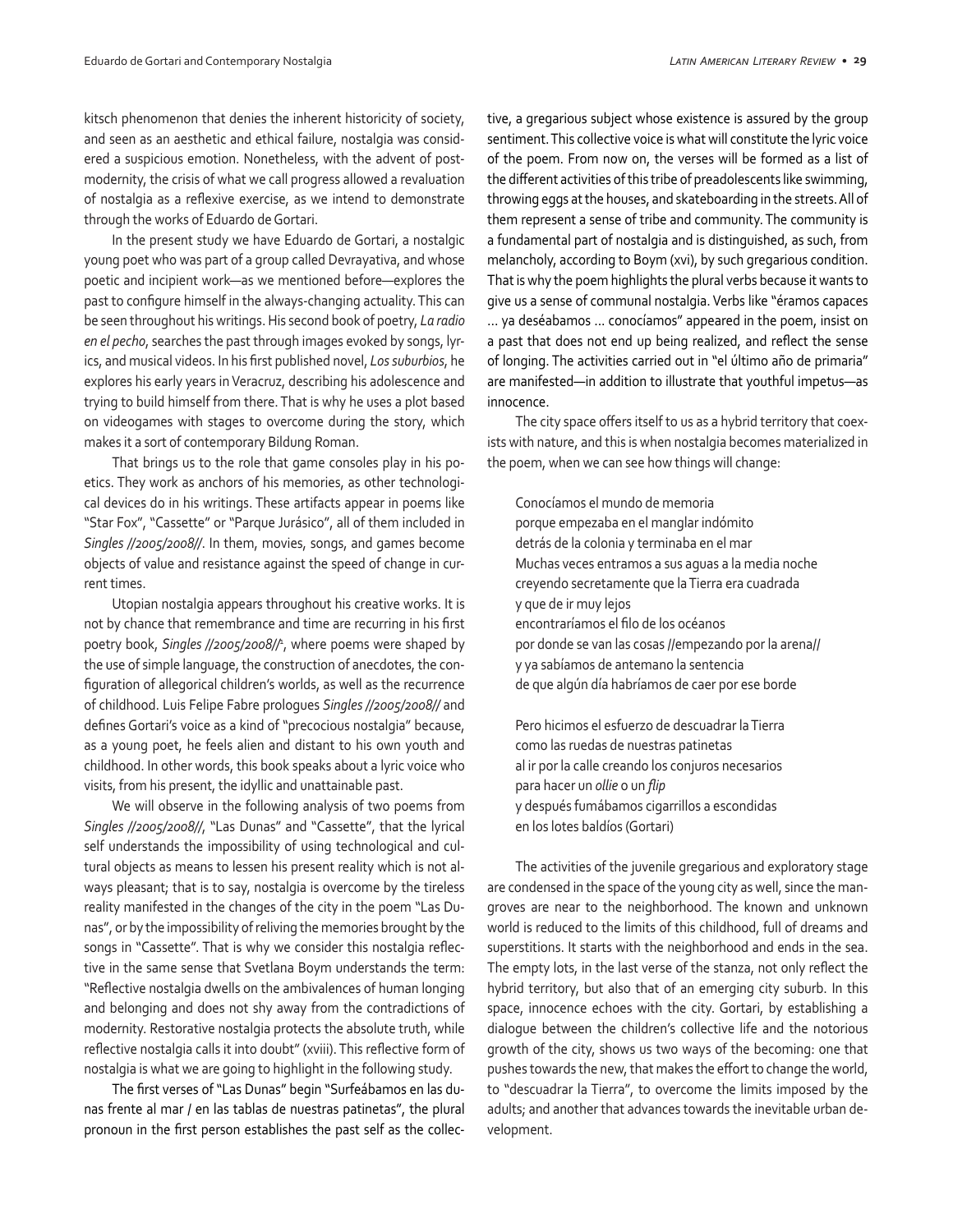kitsch phenomenon that denies the inherent historicity of society, and seen as an aesthetic and ethical failure, nostalgia was considered a suspicious emotion. Nonetheless, with the advent of postmodernity, the crisis of what we call progress allowed a revaluation of nostalgia as a reflexive exercise, as we intend to demonstrate through the works of Eduardo de Gortari.

In the present study we have Eduardo de Gortari, a nostalgic young poet who was part of a group called Devrayativa, and whose poetic and incipient work—as we mentioned before—explores the past to configure himself in the always-changing actuality. This can be seen throughout his writings. His second book of poetry, *La radio en el pecho*, searches the past through images evoked by songs, lyrics, and musical videos. In his first published novel, *Los suburbios*, he explores his early years in Veracruz, describing his adolescence and trying to build himself from there. That is why he uses a plot based on videogames with stages to overcome during the story, which makes it a sort of contemporary Bildung Roman.

That brings us to the role that game consoles play in his poetics. They work as anchors of his memories, as other technological devices do in his writings. These artifacts appear in poems like "Star Fox", "Cassette" or "Parque Jurásico", all of them included in *Singles //2005/2008//*. In them, movies, songs, and games become objects of value and resistance against the speed of change in current times.

Utopian nostalgia appears throughout his creative works. It is not by chance that remembrance and time are recurring in his first poetry book, *Singles //2005/2008//*[2], where poems were shaped by the use of simple language, the construction of anecdotes, the configuration of allegorical children's worlds, as well as the recurrence of childhood. Luis Felipe Fabre prologues *Singles //2005/2008//* and defines Gortari's voice as a kind of "precocious nostalgia" because, as a young poet, he feels alien and distant to his own youth and childhood. In other words, this book speaks about a lyric voice who visits, from his present, the idyllic and unattainable past.

We will observe in the following analysis of two poems from *Singles //2005/2008//*, "Las Dunas" and "Cassette", that the lyrical self understands the impossibility of using technological and cultural objects as means to lessen his present reality which is not always pleasant; that is to say, nostalgia is overcome by the tireless reality manifested in the changes of the city in the poem "Las Dunas", or by the impossibility of reliving the memories brought by the songs in "Cassette". That is why we consider this nostalgia reflective in the same sense that Svetlana Boym understands the term: "Reflective nostalgia dwells on the ambivalences of human longing and belonging and does not shy away from the contradictions of modernity. Restorative nostalgia protects the absolute truth, while reflective nostalgia calls it into doubt" (xviii). This reflective form of nostalgia is what we are going to highlight in the following study.

The first verses of "Las Dunas" begin "Surfeábamos en las dunas frente al mar / en las tablas de nuestras patinetas", the plural pronoun in the first person establishes the past self as the collective, a gregarious subject whose existence is assured by the group sentiment. This collective voice is what will constitute the lyric voice of the poem. From now on, the verses will be formed as a list of the different activities of this tribe of preadolescents like swimming, throwing eggs at the houses, and skateboarding in the streets. All of them represent a sense of tribe and community. The community is a fundamental part of nostalgia and is distinguished, as such, from melancholy, according to Boym (xvi), by such gregarious condition. That is why the poem highlights the plural verbs because it wants to give us a sense of communal nostalgia. Verbs like "éramos capaces … ya deséabamos … conocíamos" appeared in the poem, insist on a past that does not end up being realized, and reflect the sense of longing. The activities carried out in "el último año de primaria" are manifested—in addition to illustrate that youthful impetus—as innocence.

The city space offers itself to us as a hybrid territory that coexists with nature, and this is when nostalgia becomes materialized in the poem, when we can see how things will change:

> Conocíamos el mundo de memoria
> porque empezaba en el manglar indómito
> detrás de la colonia y terminaba en el mar
> Muchas veces entramos a sus aguas a la media noche
> creyendo secretamente que la Tierra era cuadrada
> y que de ir muy lejos
> encontraríamos el filo de los océanos
> por donde se van las cosas //empezando por la arena//
> y ya sabíamos de antemano la sentencia
> de que algún día habríamos de caer por ese borde
>
> Pero hicimos el esfuerzo de descuadrar la Tierra
> como las ruedas de nuestras patinetas
> al ir por la calle creando los conjuros necesarios
> para hacer un *ollie* o un *flip*
> y después fumábamos cigarrillos a escondidas
> en los lotes baldíos (Gortari)

The activities of the juvenile gregarious and exploratory stage are condensed in the space of the young city as well, since the mangroves are near to the neighborhood. The known and unknown world is reduced to the limits of this childhood, full of dreams and superstitions. It starts with the neighborhood and ends in the sea. The empty lots, in the last verse of the stanza, not only reflect the hybrid territory, but also that of an emerging city suburb. In this space, innocence echoes with the city. Gortari, by establishing a dialogue between the children's collective life and the notorious growth of the city, shows us two ways of the becoming: one that pushes towards the new, that makes the effort to change the world, to "descuadrar la Tierra", to overcome the limits imposed by the adults; and another that advances towards the inevitable urban development.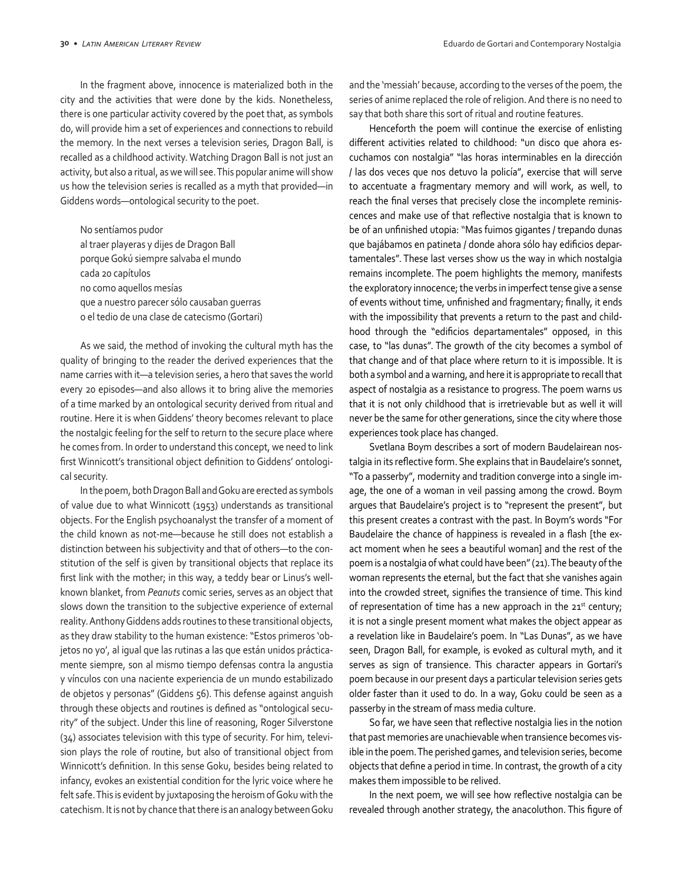In the fragment above, innocence is materialized both in the city and the activities that were done by the kids. Nonetheless, there is one particular activity covered by the poet that, as symbols do, will provide him a set of experiences and connections to rebuild the memory. In the next verses a television series, Dragon Ball, is recalled as a childhood activity. Watching Dragon Ball is not just an activity, but also a ritual, as we will see. This popular anime will show us how the television series is recalled as a myth that provided—in Giddens words—ontological security to the poet.

> No sentíamos pudor
> al traer playeras y dijes de Dragon Ball
> porque Gokú siempre salvaba el mundo
> cada 20 capítulos
> no como aquellos mesías
> que a nuestro parecer sólo causaban guerras
> o el tedio de una clase de catecismo (Gortari)

As we said, the method of invoking the cultural myth has the quality of bringing to the reader the derived experiences that the name carries with it—a television series, a hero that saves the world every 20 episodes—and also allows it to bring alive the memories of a time marked by an ontological security derived from ritual and routine. Here it is when Giddens' theory becomes relevant to place the nostalgic feeling for the self to return to the secure place where he comes from. In order to understand this concept, we need to link first Winnicott's transitional object definition to Giddens' ontological security.

In the poem, both Dragon Ball and Goku are erected as symbols of value due to what Winnicott (1953) understands as transitional objects. For the English psychoanalyst the transfer of a moment of the child known as not-me—because he still does not establish a distinction between his subjectivity and that of others—to the constitution of the self is given by transitional objects that replace its first link with the mother; in this way, a teddy bear or Linus's well-known blanket, from *Peanuts* comic series, serves as an object that slows down the transition to the subjective experience of external reality. Anthony Giddens adds routines to these transitional objects, as they draw stability to the human existence: "Estos primeros 'objetos no yo', al igual que las rutinas a las que están unidos prácticamente siempre, son al mismo tiempo defensas contra la angustia y vínculos con una naciente experiencia de un mundo estabilizado de objetos y personas" (Giddens 56). This defense against anguish through these objects and routines is defined as "ontological security" of the subject. Under this line of reasoning, Roger Silverstone (34) associates television with this type of security. For him, television plays the role of routine, but also of transitional object from Winnicott's definition. In this sense Goku, besides being related to infancy, evokes an existential condition for the lyric voice where he felt safe. This is evident by juxtaposing the heroism of Goku with the catechism. It is not by chance that there is an analogy between Goku and the 'messiah' because, according to the verses of the poem, the series of anime replaced the role of religion. And there is no need to say that both share this sort of ritual and routine features.

Henceforth the poem will continue the exercise of enlisting different activities related to childhood: "un disco que ahora escuchamos con nostalgia" "las horas interminables en la dirección / las dos veces que nos detuvo la policía", exercise that will serve to accentuate a fragmentary memory and will work, as well, to reach the final verses that precisely close the incomplete reminiscences and make use of that reflective nostalgia that is known to be of an unfinished utopia: "Mas fuimos gigantes / trepando dunas que bajábamos en patineta / donde ahora sólo hay edificios departamentales". These last verses show us the way in which nostalgia remains incomplete. The poem highlights the memory, manifests the exploratory innocence; the verbs in imperfect tense give a sense of events without time, unfinished and fragmentary; finally, it ends with the impossibility that prevents a return to the past and childhood through the "edificios departamentales" opposed, in this case, to "las dunas". The growth of the city becomes a symbol of that change and of that place where return to it is impossible. It is both a symbol and a warning, and here it is appropriate to recall that aspect of nostalgia as a resistance to progress. The poem warns us that it is not only childhood that is irretrievable but as well it will never be the same for other generations, since the city where those experiences took place has changed.

Svetlana Boym describes a sort of modern Baudelairean nostalgia in its reflective form. She explains that in Baudelaire's sonnet, "To a passerby", modernity and tradition converge into a single image, the one of a woman in veil passing among the crowd. Boym argues that Baudelaire's project is to "represent the present", but this present creates a contrast with the past. In Boym's words "For Baudelaire the chance of happiness is revealed in a flash [the exact moment when he sees a beautiful woman] and the rest of the poem is a nostalgia of what could have been" (21). The beauty of the woman represents the eternal, but the fact that she vanishes again into the crowded street, signifies the transience of time. This kind of representation of time has a new approach in the 21st century; it is not a single present moment what makes the object appear as a revelation like in Baudelaire's poem. In "Las Dunas", as we have seen, Dragon Ball, for example, is evoked as cultural myth, and it serves as sign of transience. This character appears in Gortari's poem because in our present days a particular television series gets older faster than it used to do. In a way, Goku could be seen as a passerby in the stream of mass media culture.

So far, we have seen that reflective nostalgia lies in the notion that past memories are unachievable when transience becomes visible in the poem. The perished games, and television series, become objects that define a period in time. In contrast, the growth of a city makes them impossible to be relived.

In the next poem, we will see how reflective nostalgia can be revealed through another strategy, the anacoluthon. This figure of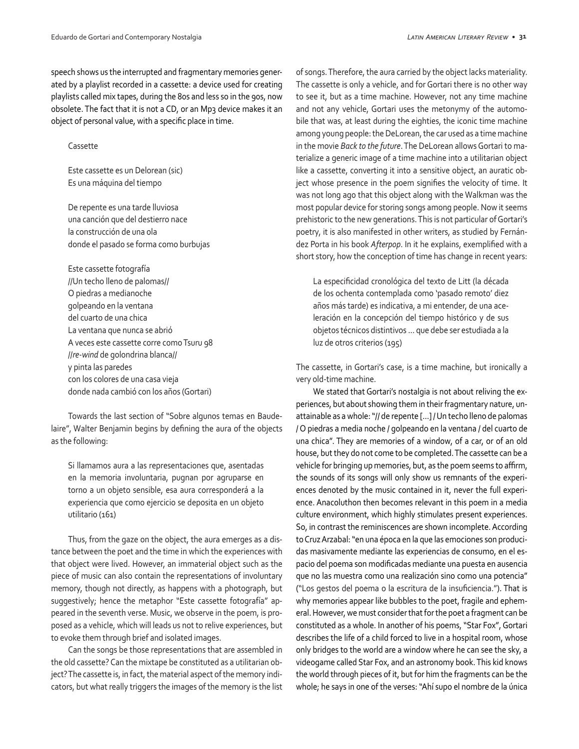speech shows us the interrupted and fragmentary memories generated by a playlist recorded in a cassette: a device used for creating playlists called mix tapes, during the 80s and less so in the 90s, now obsolete. The fact that it is not a CD, or an Mp3 device makes it an object of personal value, with a specific place in time.

> Cassette
>
> Este cassette es un Delorean (sic)
> Es una máquina del tiempo
>
> De repente es una tarde lluviosa
> una canción que del destierro nace
> la construcción de una ola
> donde el pasado se forma como burbujas
>
> Este cassette fotografía
> //Un techo lleno de palomas//
> O piedras a medianoche
> golpeando en la ventana
> del cuarto de una chica
> La ventana que nunca se abrió
> A veces este cassette corre como Tsuru 98
> //*re-wind* de golondrina blanca//
> y pinta las paredes
> con los colores de una casa vieja
> donde nada cambió con los años (Gortari)

Towards the last section of "Sobre algunos temas en Baudelaire", Walter Benjamin begins by defining the aura of the objects as the following:

> Si llamamos aura a las representaciones que, asentadas en la memoria involuntaria, pugnan por agruparse en torno a un objeto sensible, esa aura corresponderá a la experiencia que como ejercicio se deposita en un objeto utilitario (161)

Thus, from the gaze on the object, the aura emerges as a distance between the poet and the time in which the experiences with that object were lived. However, an immaterial object such as the piece of music can also contain the representations of involuntary memory, though not directly, as happens with a photograph, but suggestively; hence the metaphor "Este cassette fotografía" appeared in the seventh verse. Music, we observe in the poem, is proposed as a vehicle, which will leads us not to relive experiences, but to evoke them through brief and isolated images.

Can the songs be those representations that are assembled in the old cassette? Can the mixtape be constituted as a utilitarian object? The cassette is, in fact, the material aspect of the memory indicators, but what really triggers the images of the memory is the list of songs. Therefore, the aura carried by the object lacks materiality. The cassette is only a vehicle, and for Gortari there is no other way to see it, but as a time machine. However, not any time machine and not any vehicle, Gortari uses the metonymy of the automobile that was, at least during the eighties, the iconic time machine among young people: the DeLorean, the car used as a time machine in the movie *Back to the future*. The DeLorean allows Gortari to materialize a generic image of a time machine into a utilitarian object like a cassette, converting it into a sensitive object, an auratic object whose presence in the poem signifies the velocity of time. It was not long ago that this object along with the Walkman was the most popular device for storing songs among people. Now it seems prehistoric to the new generations. This is not particular of Gortari's poetry, it is also manifested in other writers, as studied by Fernández Porta in his book *Afterpop*. In it he explains, exemplified with a short story, how the conception of time has change in recent years:

> La especificidad cronológica del texto de Litt (la década de los ochenta contemplada como 'pasado remoto' diez años más tarde) es indicativa, a mi entender, de una aceleración en la concepción del tiempo histórico y de sus objetos técnicos distintivos ... que debe ser estudiada a la luz de otros criterios (195)

The cassette, in Gortari's case, is a time machine, but ironically a very old-time machine.

We stated that Gortari's nostalgia is not about reliving the experiences, but about showing them in their fragmentary nature, unattainable as a whole: "// de repente [...] / Un techo lleno de palomas / O piedras a media noche / golpeando en la ventana / del cuarto de una chica". They are memories of a window, of a car, or of an old house, but they do not come to be completed. The cassette can be a vehicle for bringing up memories, but, as the poem seems to affirm, the sounds of its songs will only show us remnants of the experiences denoted by the music contained in it, never the full experience. Anacoluthon then becomes relevant in this poem in a media culture environment, which highly stimulates present experiences. So, in contrast the reminiscences are shown incomplete. According to Cruz Arzabal: "en una época en la que las emociones son producidas masivamente mediante las experiencias de consumo, en el espacio del poema son modificadas mediante una puesta en ausencia que no las muestra como una realización sino como una potencia" ("Los gestos del poema o la escritura de la insuficiencia."). That is why memories appear like bubbles to the poet, fragile and ephemeral. However, we must consider that for the poet a fragment can be constituted as a whole. In another of his poems, "Star Fox", Gortari describes the life of a child forced to live in a hospital room, whose only bridges to the world are a window where he can see the sky, a videogame called Star Fox, and an astronomy book. This kid knows the world through pieces of it, but for him the fragments can be the whole; he says in one of the verses: "Ahí supo el nombre de la única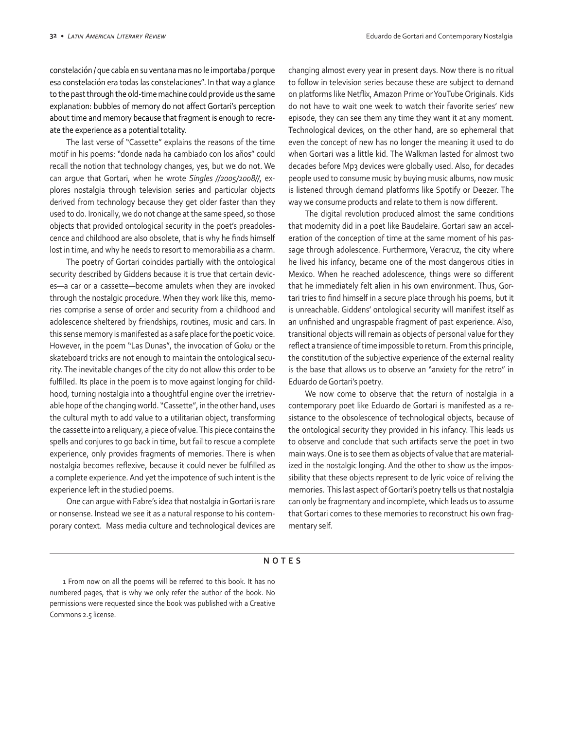constelación / que cabía en su ventana mas no le importaba / porque esa constelación era todas las constelaciones". In that way a glance to the past through the old-time machine could provide us the same explanation: bubbles of memory do not affect Gortari's perception about time and memory because that fragment is enough to recreate the experience as a potential totality.

The last verse of "Cassette" explains the reasons of the time motif in his poems: "donde nada ha cambiado con los años" could recall the notion that technology changes, yes, but we do not. We can argue that Gortari, when he wrote *Singles //2005/2008//*, explores nostalgia through television series and particular objects derived from technology because they get older faster than they used to do. Ironically, we do not change at the same speed, so those objects that provided ontological security in the poet's preadolescence and childhood are also obsolete, that is why he finds himself lost in time, and why he needs to resort to memorabilia as a charm.

The poetry of Gortari coincides partially with the ontological security described by Giddens because it is true that certain devices—a car or a cassette—become amulets when they are invoked through the nostalgic procedure. When they work like this, memories comprise a sense of order and security from a childhood and adolescence sheltered by friendships, routines, music and cars. In this sense memory is manifested as a safe place for the poetic voice. However, in the poem "Las Dunas", the invocation of Goku or the skateboard tricks are not enough to maintain the ontological security. The inevitable changes of the city do not allow this order to be fulfilled. Its place in the poem is to move against longing for childhood, turning nostalgia into a thoughtful engine over the irretrievable hope of the changing world. "Cassette", in the other hand, uses the cultural myth to add value to a utilitarian object, transforming the cassette into a reliquary, a piece of value. This piece contains the spells and conjures to go back in time, but fail to rescue a complete experience, only provides fragments of memories. There is when nostalgia becomes reflexive, because it could never be fulfilled as a complete experience. And yet the impotence of such intent is the experience left in the studied poems.

One can argue with Fabre's idea that nostalgia in Gortari is rare or nonsense. Instead we see it as a natural response to his contemporary context. Mass media culture and technological devices are changing almost every year in present days. Now there is no ritual to follow in television series because these are subject to demand on platforms like Netflix, Amazon Prime or YouTube Originals. Kids do not have to wait one week to watch their favorite series' new episode, they can see them any time they want it at any moment. Technological devices, on the other hand, are so ephemeral that even the concept of new has no longer the meaning it used to do when Gortari was a little kid. The Walkman lasted for almost two decades before Mp3 devices were globally used. Also, for decades people used to consume music by buying music albums, now music is listened through demand platforms like Spotify or Deezer. The way we consume products and relate to them is now different.

The digital revolution produced almost the same conditions that modernity did in a poet like Baudelaire. Gortari saw an acceleration of the conception of time at the same moment of his passage through adolescence. Furthermore, Veracruz, the city where he lived his infancy, became one of the most dangerous cities in Mexico. When he reached adolescence, things were so different that he immediately felt alien in his own environment. Thus, Gortari tries to find himself in a secure place through his poems, but it is unreachable. Giddens' ontological security will manifest itself as an unfinished and ungraspable fragment of past experience. Also, transitional objects will remain as objects of personal value for they reflect a transience of time impossible to return. From this principle, the constitution of the subjective experience of the external reality is the base that allows us to observe an "anxiety for the retro" in Eduardo de Gortari's poetry.

We now come to observe that the return of nostalgia in a contemporary poet like Eduardo de Gortari is manifested as a resistance to the obsolescence of technological objects, because of the ontological security they provided in his infancy. This leads us to observe and conclude that such artifacts serve the poet in two main ways. One is to see them as objects of value that are materialized in the nostalgic longing. And the other to show us the impossibility that these objects represent to de lyric voice of reliving the memories. This last aspect of Gortari's poetry tells us that nostalgia can only be fragmentary and incomplete, which leads us to assume that Gortari comes to these memories to reconstruct his own fragmentary self.

## NOTES

1 From now on all the poems will be referred to this book. It has no numbered pages, that is why we only refer the author of the book. No permissions were requested since the book was published with a Creative Commons 2.5 license.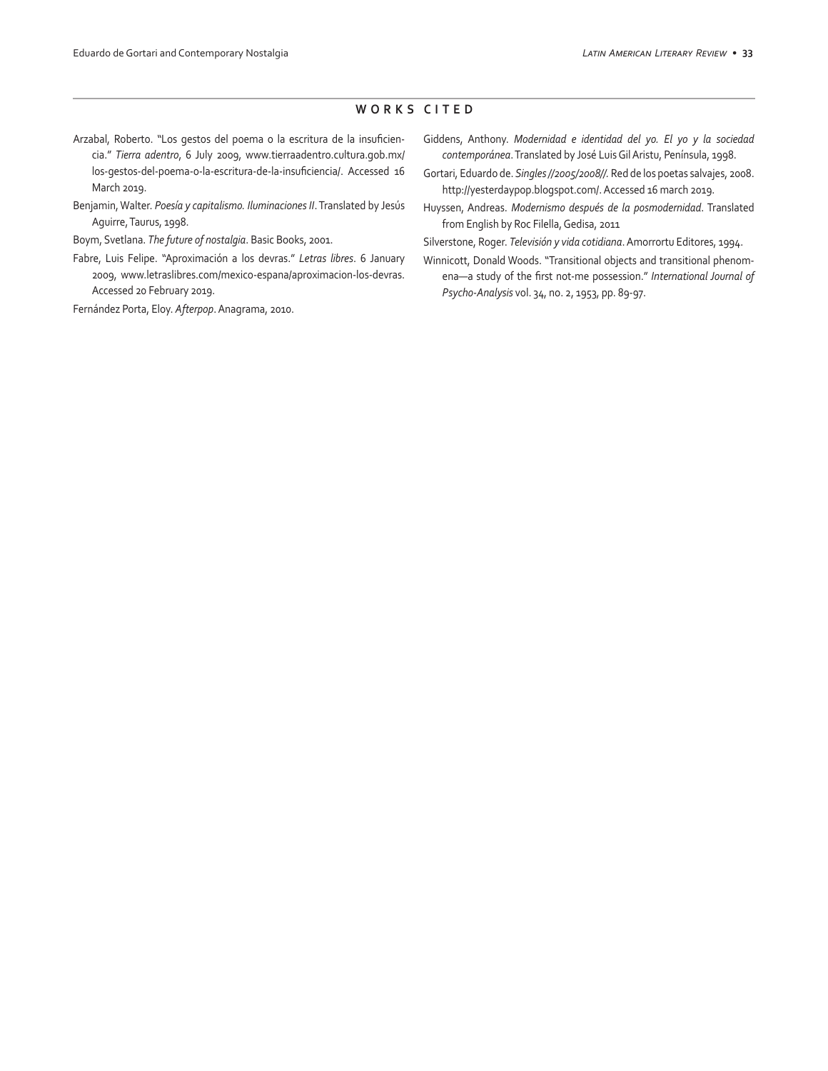## WORKS CITED

Arzabal, Roberto. "Los gestos del poema o la escritura de la insuficiencia." *Tierra adentro*, 6 July 2009, www.tierraadentro.cultura.gob.mx/los-gestos-del-poema-o-la-escritura-de-la-insuficiencia/. Accessed 16 March 2019.

Benjamin, Walter. *Poesía y capitalismo. Iluminaciones II*. Translated by Jesús Aguirre, Taurus, 1998.

Boym, Svetlana. *The future of nostalgia*. Basic Books, 2001.

Fabre, Luis Felipe. "Aproximación a los devras." *Letras libres*. 6 January 2009, www.letraslibres.com/mexico-espana/aproximacion-los-devras. Accessed 20 February 2019.

Fernández Porta, Eloy. *Afterpop*. Anagrama, 2010.

Giddens, Anthony. *Modernidad e identidad del yo. El yo y la sociedad contemporánea*. Translated by José Luis Gil Aristu, Península, 1998.

Gortari, Eduardo de. *Singles //2005/2008//.* Red de los poetas salvajes, 2008. http://yesterdaypop.blogspot.com/. Accessed 16 march 2019.

Huyssen, Andreas. *Modernismo después de la posmodernidad*. Translated from English by Roc Filella, Gedisa, 2011

Silverstone, Roger. *Televisión y vida cotidiana*. Amorrortu Editores, 1994.

Winnicott, Donald Woods. "Transitional objects and transitional phenomena—a study of the first not-me possession." *International Journal of Psycho-Analysis* vol. 34, no. 2, 1953, pp. 89-97.